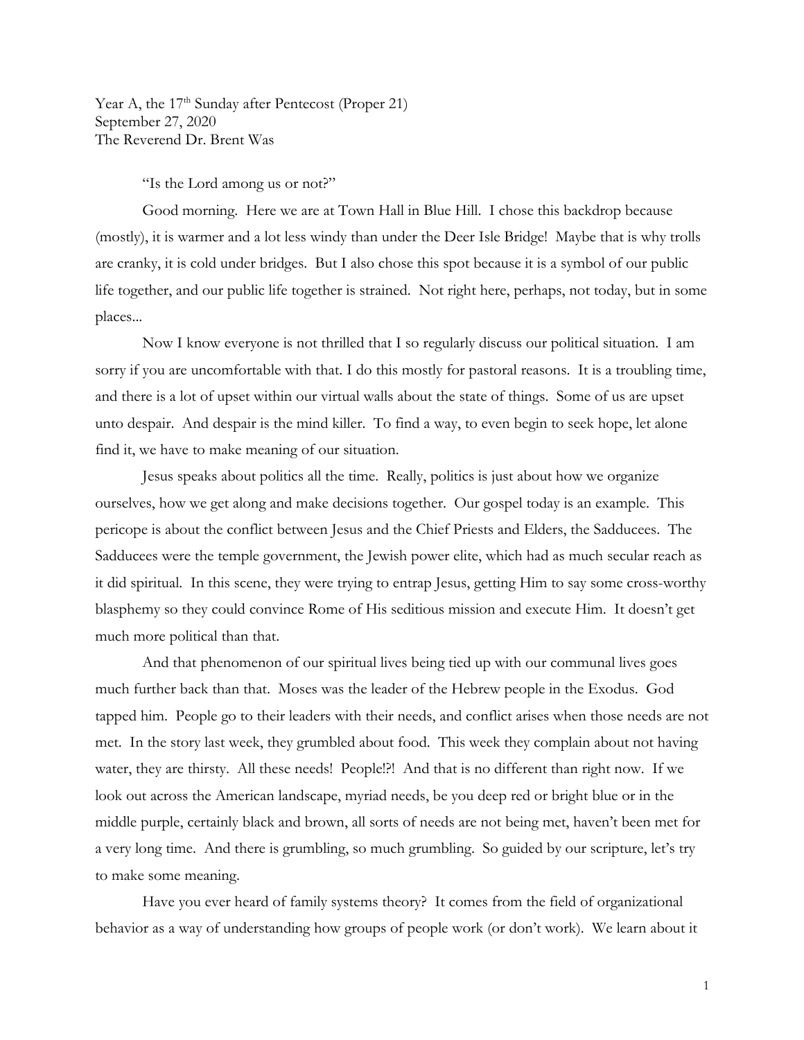Year A, the 17th Sunday after Pentecost (Proper 21)
September 27, 2020
The Reverend Dr. Brent Was

"Is the Lord among us or not?"

Good morning. Here we are at Town Hall in Blue Hill. I chose this backdrop because (mostly), it is warmer and a lot less windy than under the Deer Isle Bridge! Maybe that is why trolls are cranky, it is cold under bridges. But I also chose this spot because it is a symbol of our public life together, and our public life together is strained. Not right here, perhaps, not today, but in some places...

Now I know everyone is not thrilled that I so regularly discuss our political situation. I am sorry if you are uncomfortable with that. I do this mostly for pastoral reasons. It is a troubling time, and there is a lot of upset within our virtual walls about the state of things. Some of us are upset unto despair. And despair is the mind killer. To find a way, to even begin to seek hope, let alone find it, we have to make meaning of our situation.

Jesus speaks about politics all the time. Really, politics is just about how we organize ourselves, how we get along and make decisions together. Our gospel today is an example. This pericope is about the conflict between Jesus and the Chief Priests and Elders, the Sadducees. The Sadducees were the temple government, the Jewish power elite, which had as much secular reach as it did spiritual. In this scene, they were trying to entrap Jesus, getting Him to say some cross-worthy blasphemy so they could convince Rome of His seditious mission and execute Him. It doesn't get much more political than that.

And that phenomenon of our spiritual lives being tied up with our communal lives goes much further back than that. Moses was the leader of the Hebrew people in the Exodus. God tapped him. People go to their leaders with their needs, and conflict arises when those needs are not met. In the story last week, they grumbled about food. This week they complain about not having water, they are thirsty. All these needs! People!?! And that is no different than right now. If we look out across the American landscape, myriad needs, be you deep red or bright blue or in the middle purple, certainly black and brown, all sorts of needs are not being met, haven't been met for a very long time. And there is grumbling, so much grumbling. So guided by our scripture, let's try to make some meaning.

Have you ever heard of family systems theory? It comes from the field of organizational behavior as a way of understanding how groups of people work (or don't work). We learn about it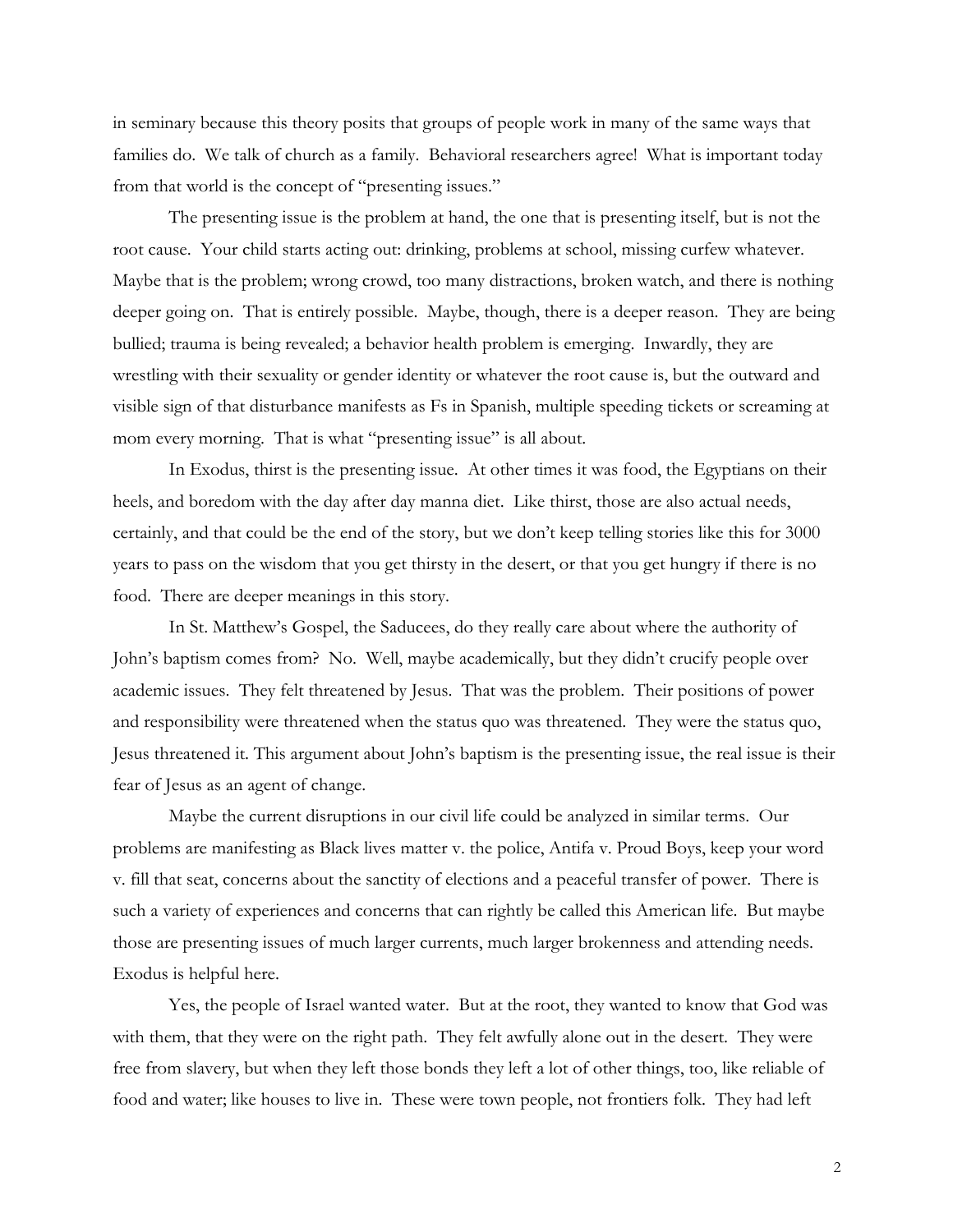in seminary because this theory posits that groups of people work in many of the same ways that families do. We talk of church as a family. Behavioral researchers agree! What is important today from that world is the concept of "presenting issues."

The presenting issue is the problem at hand, the one that is presenting itself, but is not the root cause. Your child starts acting out: drinking, problems at school, missing curfew whatever. Maybe that is the problem; wrong crowd, too many distractions, broken watch, and there is nothing deeper going on. That is entirely possible. Maybe, though, there is a deeper reason. They are being bullied; trauma is being revealed; a behavior health problem is emerging. Inwardly, they are wrestling with their sexuality or gender identity or whatever the root cause is, but the outward and visible sign of that disturbance manifests as Fs in Spanish, multiple speeding tickets or screaming at mom every morning. That is what "presenting issue" is all about.

In Exodus, thirst is the presenting issue. At other times it was food, the Egyptians on their heels, and boredom with the day after day manna diet. Like thirst, those are also actual needs, certainly, and that could be the end of the story, but we don't keep telling stories like this for 3000 years to pass on the wisdom that you get thirsty in the desert, or that you get hungry if there is no food. There are deeper meanings in this story.

In St. Matthew's Gospel, the Saducees, do they really care about where the authority of John's baptism comes from? No. Well, maybe academically, but they didn't crucify people over academic issues. They felt threatened by Jesus. That was the problem. Their positions of power and responsibility were threatened when the status quo was threatened. They were the status quo, Jesus threatened it. This argument about John's baptism is the presenting issue, the real issue is their fear of Jesus as an agent of change.

Maybe the current disruptions in our civil life could be analyzed in similar terms. Our problems are manifesting as Black lives matter v. the police, Antifa v. Proud Boys, keep your word v. fill that seat, concerns about the sanctity of elections and a peaceful transfer of power. There is such a variety of experiences and concerns that can rightly be called this American life. But maybe those are presenting issues of much larger currents, much larger brokenness and attending needs. Exodus is helpful here.

Yes, the people of Israel wanted water. But at the root, they wanted to know that God was with them, that they were on the right path. They felt awfully alone out in the desert. They were free from slavery, but when they left those bonds they left a lot of other things, too, like reliable of food and water; like houses to live in. These were town people, not frontiers folk. They had left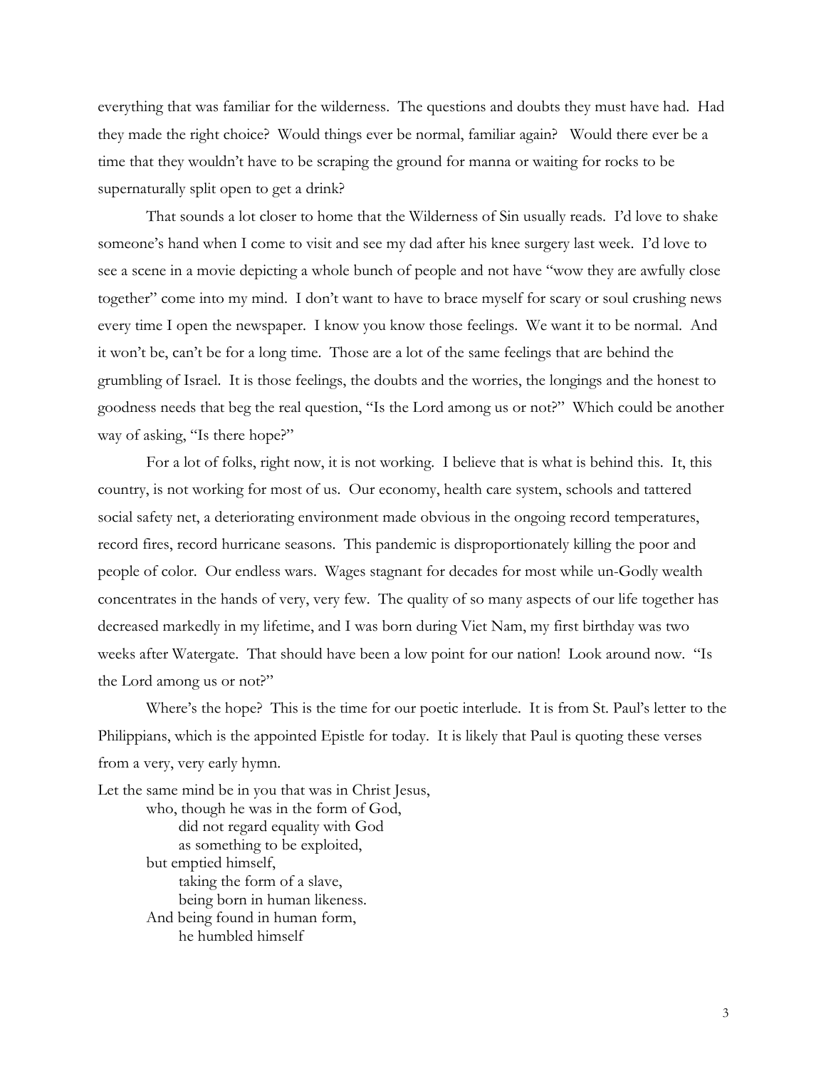everything that was familiar for the wilderness. The questions and doubts they must have had. Had they made the right choice? Would things ever be normal, familiar again? Would there ever be a time that they wouldn't have to be scraping the ground for manna or waiting for rocks to be supernaturally split open to get a drink?

That sounds a lot closer to home that the Wilderness of Sin usually reads. I'd love to shake someone's hand when I come to visit and see my dad after his knee surgery last week. I'd love to see a scene in a movie depicting a whole bunch of people and not have "wow they are awfully close together" come into my mind. I don't want to have to brace myself for scary or soul crushing news every time I open the newspaper. I know you know those feelings. We want it to be normal. And it won't be, can't be for a long time. Those are a lot of the same feelings that are behind the grumbling of Israel. It is those feelings, the doubts and the worries, the longings and the honest to goodness needs that beg the real question, "Is the Lord among us or not?" Which could be another way of asking, "Is there hope?"

For a lot of folks, right now, it is not working. I believe that is what is behind this. It, this country, is not working for most of us. Our economy, health care system, schools and tattered social safety net, a deteriorating environment made obvious in the ongoing record temperatures, record fires, record hurricane seasons. This pandemic is disproportionately killing the poor and people of color. Our endless wars. Wages stagnant for decades for most while un-Godly wealth concentrates in the hands of very, very few. The quality of so many aspects of our life together has decreased markedly in my lifetime, and I was born during Viet Nam, my first birthday was two weeks after Watergate. That should have been a low point for our nation! Look around now. "Is the Lord among us or not?"

Where's the hope? This is the time for our poetic interlude. It is from St. Paul's letter to the Philippians, which is the appointed Epistle for today. It is likely that Paul is quoting these verses from a very, very early hymn.

Let the same mind be in you that was in Christ Jesus,
who, though he was in the form of God,
did not regard equality with God
as something to be exploited,
but emptied himself,
taking the form of a slave,
being born in human likeness.
And being found in human form,
he humbled himself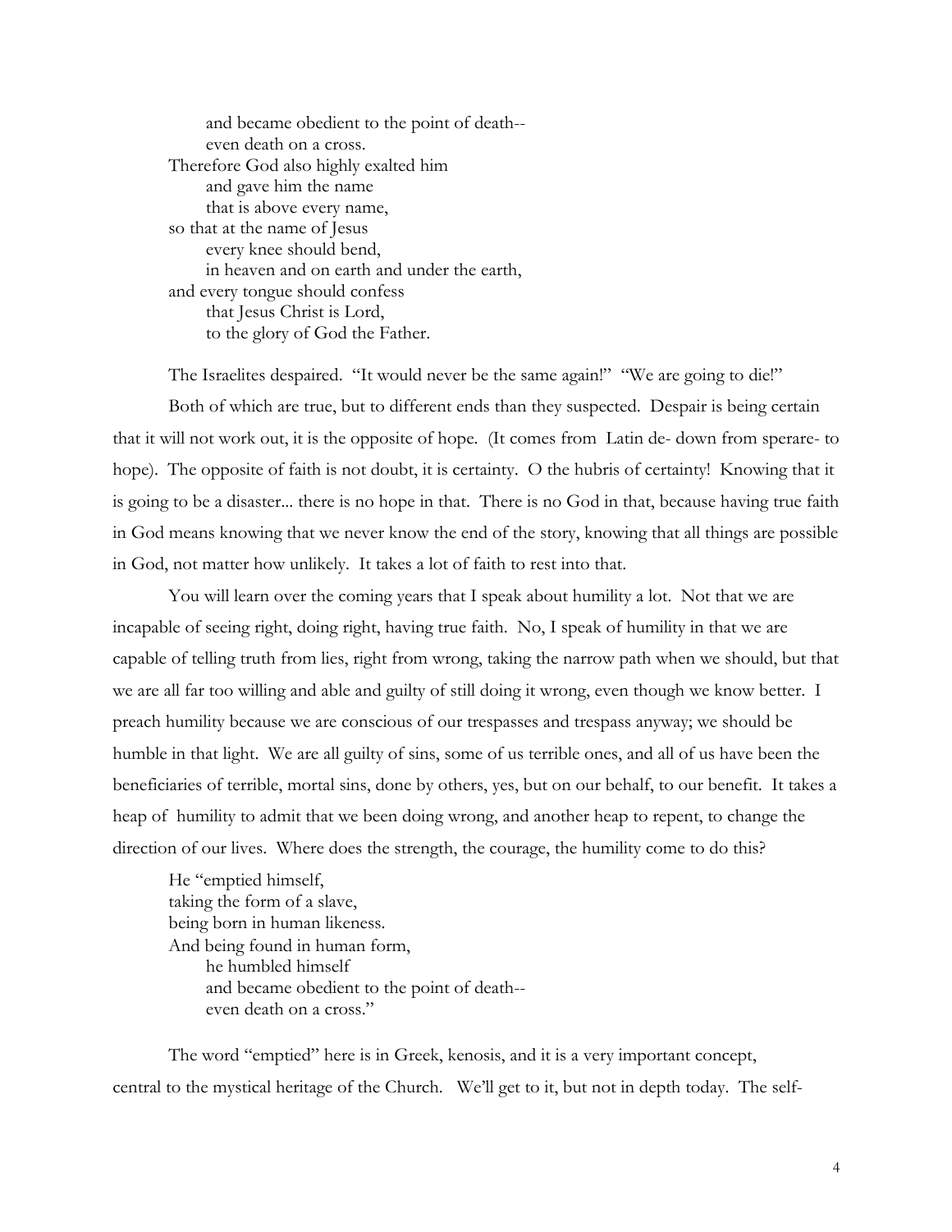and became obedient to the point of death--
even death on a cross.
Therefore God also highly exalted him
and gave him the name
that is above every name,
so that at the name of Jesus
every knee should bend,
in heaven and on earth and under the earth,
and every tongue should confess
that Jesus Christ is Lord,
to the glory of God the Father.

The Israelites despaired. "It would never be the same again!" "We are going to die!"

Both of which are true, but to different ends than they suspected. Despair is being certain that it will not work out, it is the opposite of hope. (It comes from Latin de- down from sperare- to hope). The opposite of faith is not doubt, it is certainty. O the hubris of certainty! Knowing that it is going to be a disaster... there is no hope in that. There is no God in that, because having true faith in God means knowing that we never know the end of the story, knowing that all things are possible in God, not matter how unlikely. It takes a lot of faith to rest into that.

You will learn over the coming years that I speak about humility a lot. Not that we are incapable of seeing right, doing right, having true faith. No, I speak of humility in that we are capable of telling truth from lies, right from wrong, taking the narrow path when we should, but that we are all far too willing and able and guilty of still doing it wrong, even though we know better. I preach humility because we are conscious of our trespasses and trespass anyway; we should be humble in that light. We are all guilty of sins, some of us terrible ones, and all of us have been the beneficiaries of terrible, mortal sins, done by others, yes, but on our behalf, to our benefit. It takes a heap of humility to admit that we been doing wrong, and another heap to repent, to change the direction of our lives. Where does the strength, the courage, the humility come to do this?

> He "emptied himself,
> taking the form of a slave,
> being born in human likeness.
> And being found in human form,
> he humbled himself
> and became obedient to the point of death--
> even death on a cross."

The word "emptied" here is in Greek, kenosis, and it is a very important concept, central to the mystical heritage of the Church. We'll get to it, but not in depth today. The self-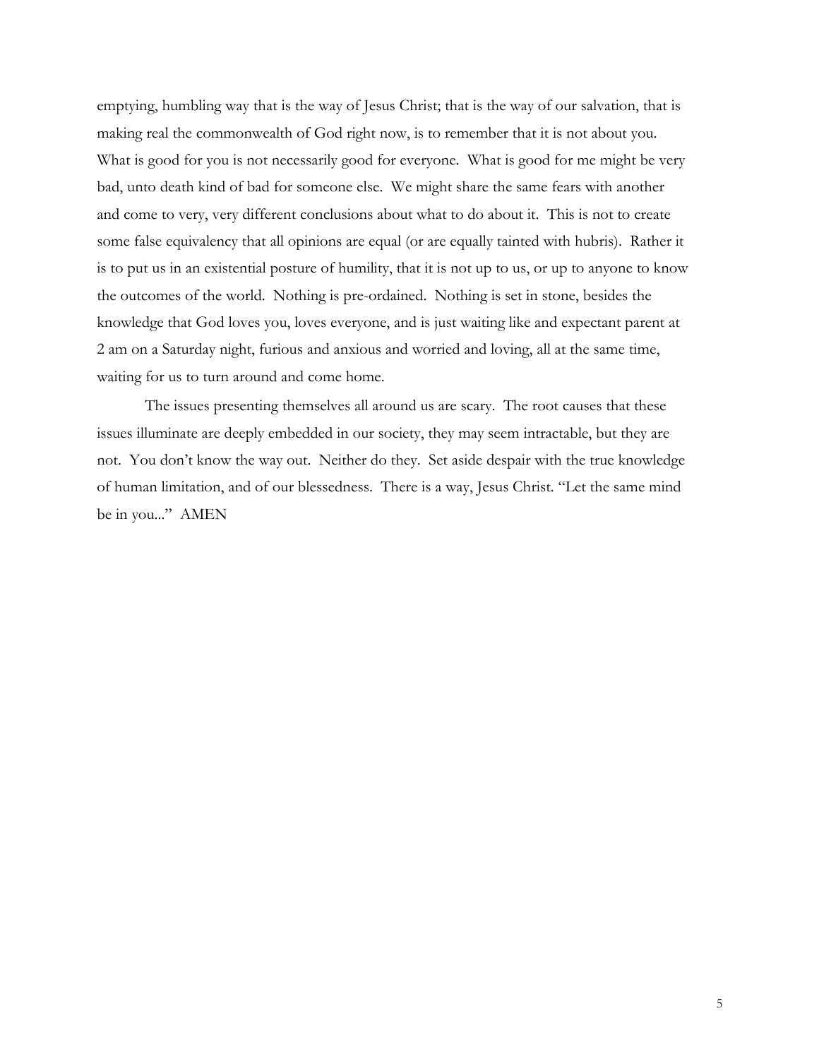emptying, humbling way that is the way of Jesus Christ; that is the way of our salvation, that is making real the commonwealth of God right now, is to remember that it is not about you. What is good for you is not necessarily good for everyone. What is good for me might be very bad, unto death kind of bad for someone else. We might share the same fears with another and come to very, very different conclusions about what to do about it. This is not to create some false equivalency that all opinions are equal (or are equally tainted with hubris). Rather it is to put us in an existential posture of humility, that it is not up to us, or up to anyone to know the outcomes of the world. Nothing is pre-ordained. Nothing is set in stone, besides the knowledge that God loves you, loves everyone, and is just waiting like and expectant parent at 2 am on a Saturday night, furious and anxious and worried and loving, all at the same time, waiting for us to turn around and come home.

The issues presenting themselves all around us are scary. The root causes that these issues illuminate are deeply embedded in our society, they may seem intractable, but they are not. You don't know the way out. Neither do they. Set aside despair with the true knowledge of human limitation, and of our blessedness. There is a way, Jesus Christ. "Let the same mind be in you..." AMEN